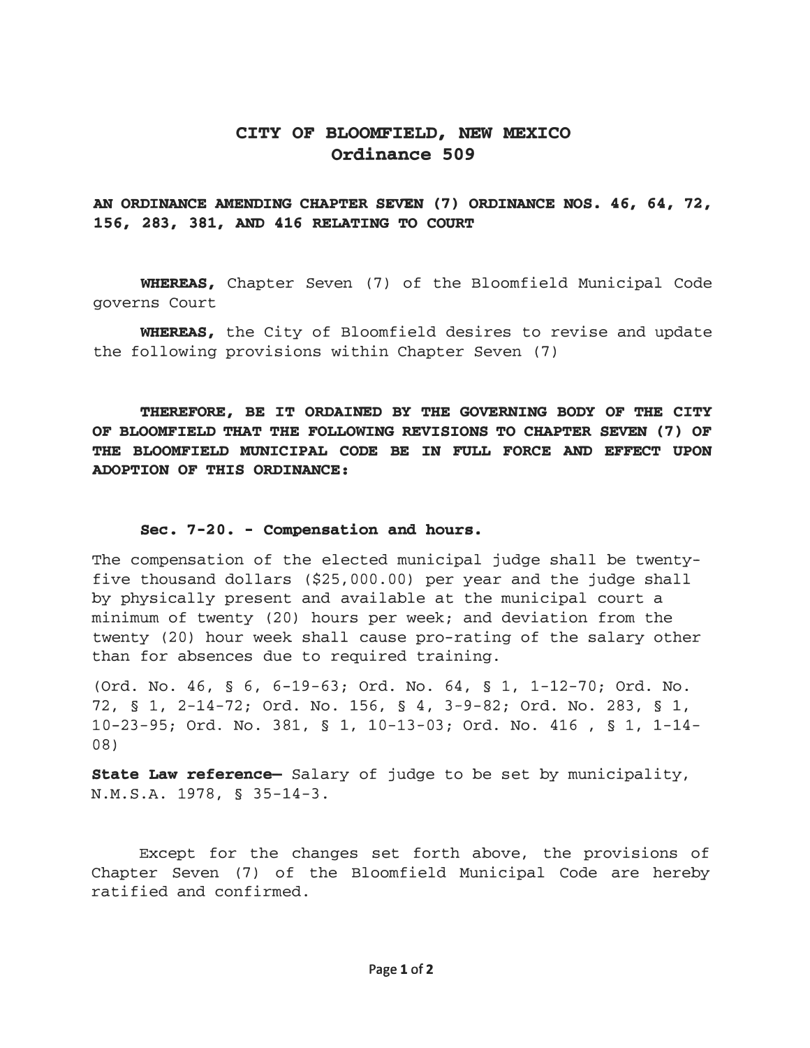# CITY OF BLOOMFIELD, NEW MEXICO
## Ordinance 509

**AN ORDINANCE AMENDING CHAPTER SEVEN (7) ORDINANCE NOS. 46, 64, 72, 156, 283, 381, AND 416 RELATING TO COURT**

**WHEREAS,** Chapter Seven (7) of the Bloomfield Municipal Code governs Court

**WHEREAS,** the City of Bloomfield desires to revise and update the following provisions within Chapter Seven (7)

**THEREFORE, BE IT ORDAINED BY THE GOVERNING BODY OF THE CITY OF BLOOMFIELD THAT THE FOLLOWING REVISIONS TO CHAPTER SEVEN (7) OF THE BLOOMFIELD MUNICIPAL CODE BE IN FULL FORCE AND EFFECT UPON ADOPTION OF THIS ORDINANCE:**

### Sec. 7-20. - Compensation and hours.

The compensation of the elected municipal judge shall be twenty-five thousand dollars ($25,000.00) per year and the judge shall by physically present and available at the municipal court a minimum of twenty (20) hours per week; and deviation from the twenty (20) hour week shall cause pro-rating of the salary other than for absences due to required training.

(Ord. No. 46, § 6, 6-19-63; Ord. No. 64, § 1, 1-12-70; Ord. No. 72, § 1, 2-14-72; Ord. No. 156, § 4, 3-9-82; Ord. No. 283, § 1, 10-23-95; Ord. No. 381, § 1, 10-13-03; Ord. No. 416 , § 1, 1-14-08)

**State Law reference—** Salary of judge to be set by municipality, N.M.S.A. 1978, § 35-14-3.

Except for the changes set forth above, the provisions of Chapter Seven (7) of the Bloomfield Municipal Code are hereby ratified and confirmed.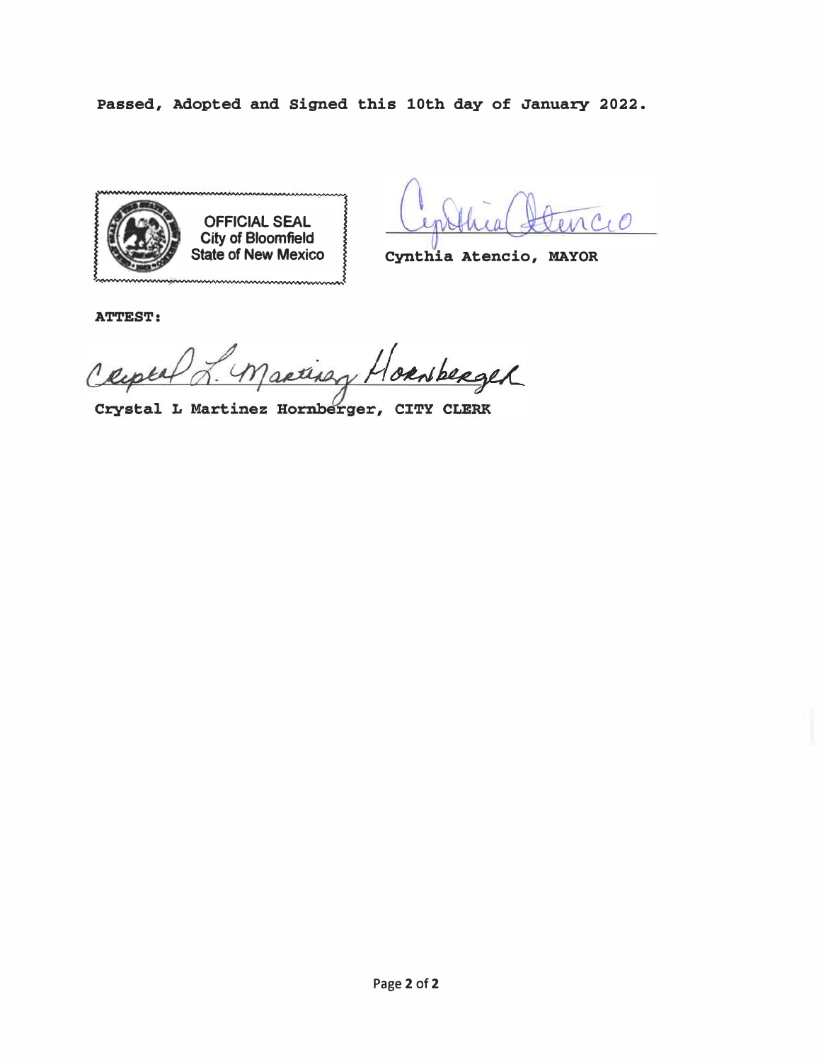**Passed, Adopted and Signed this 10th day of January 2022.**

OFFICIAL SEAL
City of Bloomfield
State of New Mexico

Cynthia Atencio, MAYOR

**ATTEST:**

Crystal L Martinez Hornberger, CITY CLERK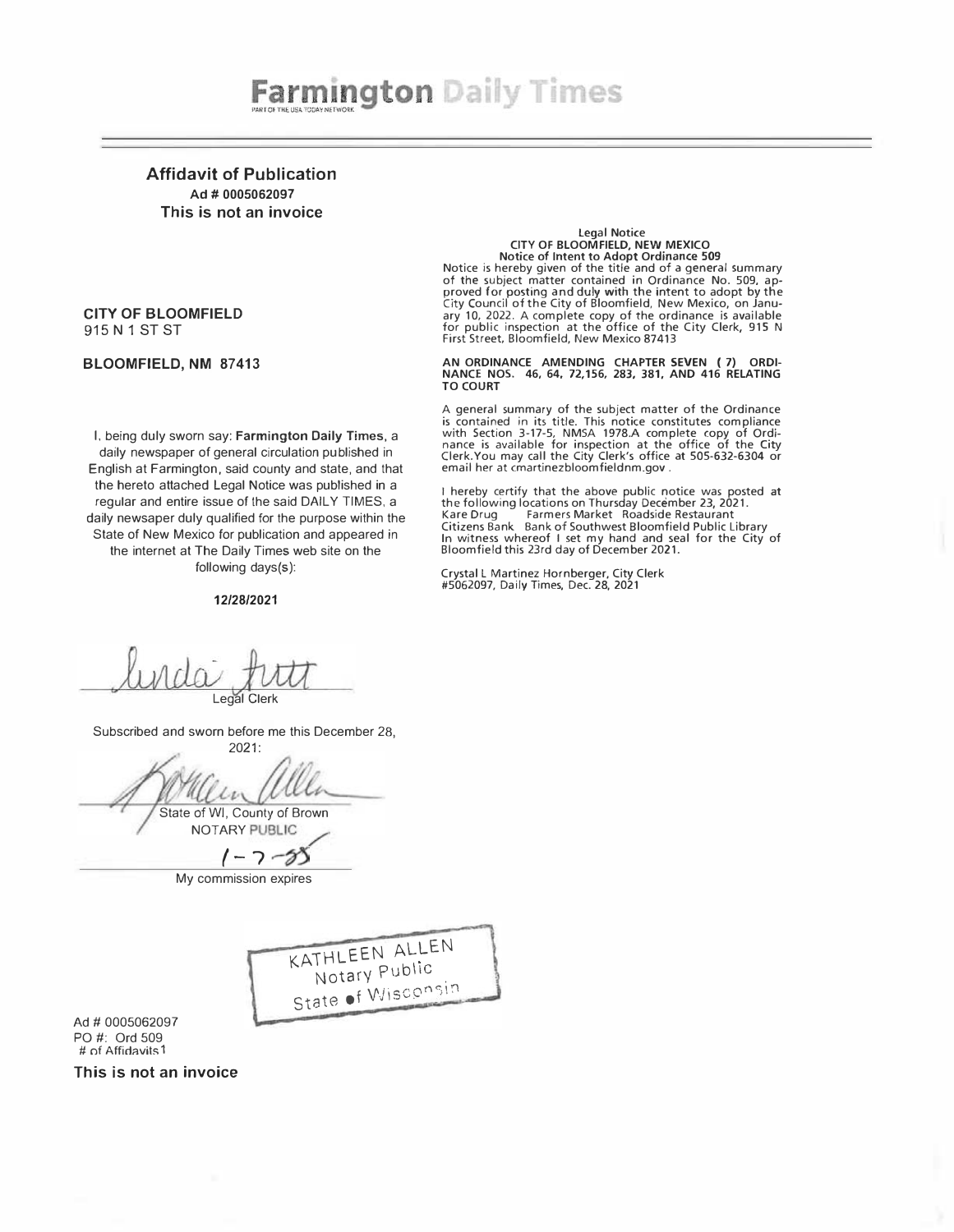# Farmington Daily Times

PART OF THE USA TODAY NETWORK

**Affidavit of Publication**
**Ad # 0005062097**
**This is not an invoice**

**CITY OF BLOOMFIELD**
915 N 1 ST ST

**BLOOMFIELD, NM 87413**

I, being duly sworn say: **Farmington Daily Times**, a daily newspaper of general circulation published in English at Farmington, said county and state, and that the hereto attached Legal Notice was published in a regular and entire issue of the said DAILY TIMES, a daily newspaper duly qualified for the purpose within the State of New Mexico for publication and appeared in the internet at The Daily Times web site on the following days(s):

**12/28/2021**

Linda Pratt
Legal Clerk

Subscribed and sworn before me this December 28, 2021:

Kathleen Allen
State of WI, County of Brown
NOTARY PUBLIC

1-7-25
My commission expires

KATHLEEN ALLEN
Notary Public
State of Wisconsin

Ad # 0005062097
PO #: Ord 509
# of Affidavits 1

**This is not an invoice**

**Legal Notice**
**CITY OF BLOOMFIELD, NEW MEXICO**
**Notice of Intent to Adopt Ordinance 509**

Notice is hereby given of the title and of a general summary of the subject matter contained in Ordinance No. 509, approved for posting and duly with the intent to adopt by the City Council of the City of Bloomfield, New Mexico, on January 10, 2022. A complete copy of the ordinance is available for public inspection at the office of the City Clerk, 915 N First Street, Bloomfield, New Mexico 87413

**AN ORDINANCE AMENDING CHAPTER SEVEN (7) ORDINANCE NOS. 46, 64, 72,156, 283, 381, AND 416 RELATING TO COURT**

A general summary of the subject matter of the Ordinance is contained in its title. This notice constitutes compliance with Section 3-17-5, NMSA 1978.A complete copy of Ordinance is available for inspection at the office of the City Clerk.You may call the City Clerk's office at 505-632-6304 or email her at cmartinezbloomfieldnm.gov .

I hereby certify that the above public notice was posted at the following locations on Thursday December 23, 2021.
Kare Drug Farmers Market Roadside Restaurant
Citizens Bank Bank of Southwest Bloomfield Public Library
In witness whereof I set my hand and seal for the City of Bloomfield this 23rd day of December 2021.

Crystal L Martinez Hornberger, City Clerk
#5062097, Daily Times, Dec. 28, 2021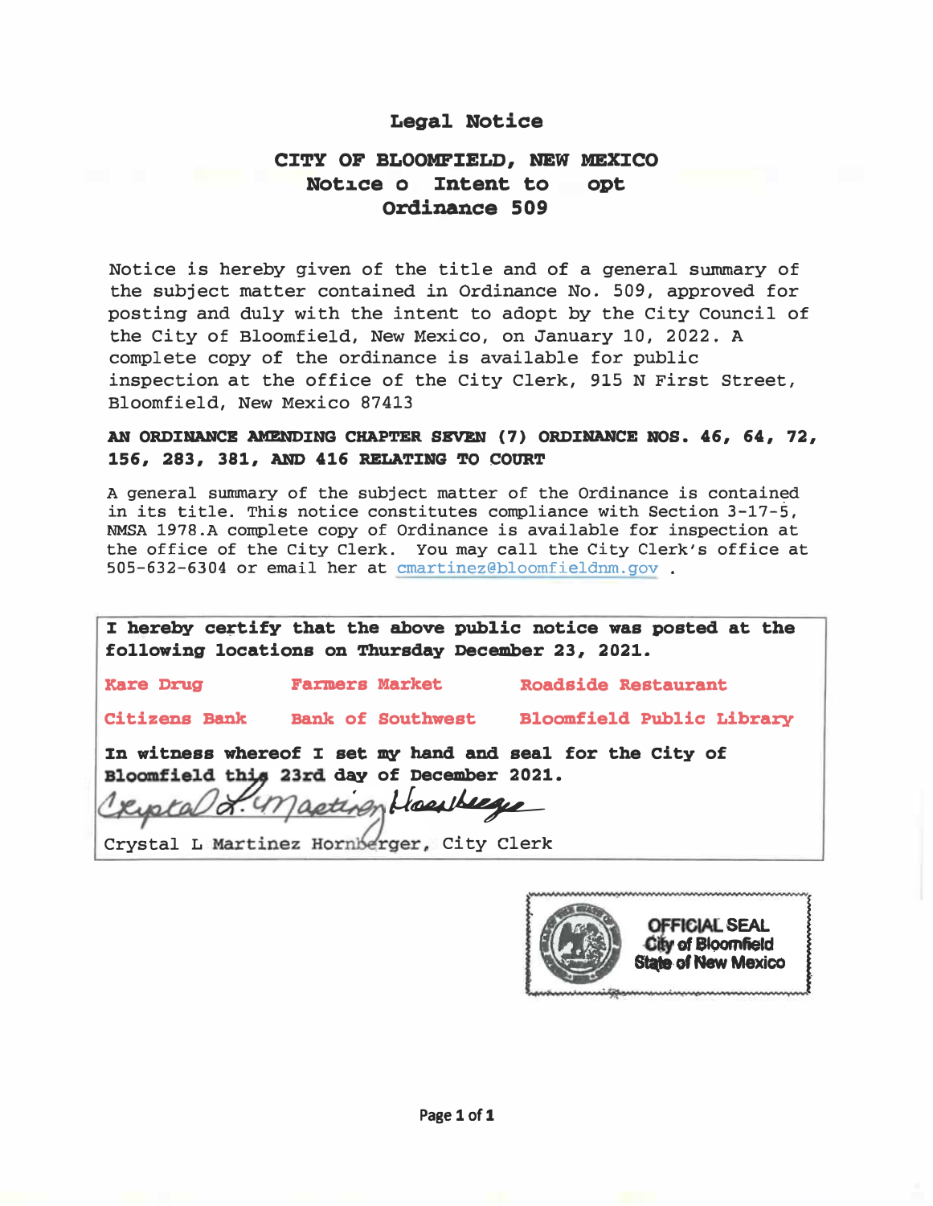**Legal Notice**

**CITY OF BLOOMFIELD, NEW MEXICO**
**Notıce o Intent to opt**
**Ordinance 509**

Notice is hereby given of the title and of a general summary of the subject matter contained in Ordinance No. 509, approved for posting and duly with the intent to adopt by the City Council of the City of Bloomfield, New Mexico, on January 10, 2022. A complete copy of the ordinance is available for public inspection at the office of the City Clerk, 915 N First Street, Bloomfield, New Mexico 87413

**AN ORDINANCE AMENDING CHAPTER SEVEN (7) ORDINANCE NOS. 46, 64, 72, 156, 283, 381, AND 416 RELATING TO COURT**

A general summary of the subject matter of the Ordinance is contained in its title. This notice constitutes compliance with Section 3-17-5, NMSA 1978.A complete copy of Ordinance is available for inspection at the office of the City Clerk. You may call the City Clerk's office at 505-632-6304 or email her at cmartinez@bloomfieldnm.gov .

**I hereby certify that the above public notice was posted at the following locations on Thursday December 23, 2021.**

| | | |
|---|---|---|
| **Kare Drug** | **Farmers Market** | **Roadside Restaurant** |
| **Citizens Bank** | **Bank of Southwest** | **Bloomfield Public Library** |

**In witness whereof I set my hand and seal for the City of Bloomfield this 23rd day of December 2021.**

Crystal L Martinez Hornberger

Crystal L Martinez Hornberger, City Clerk

OFFICIAL SEAL
City of Bloomfield
State of New Mexico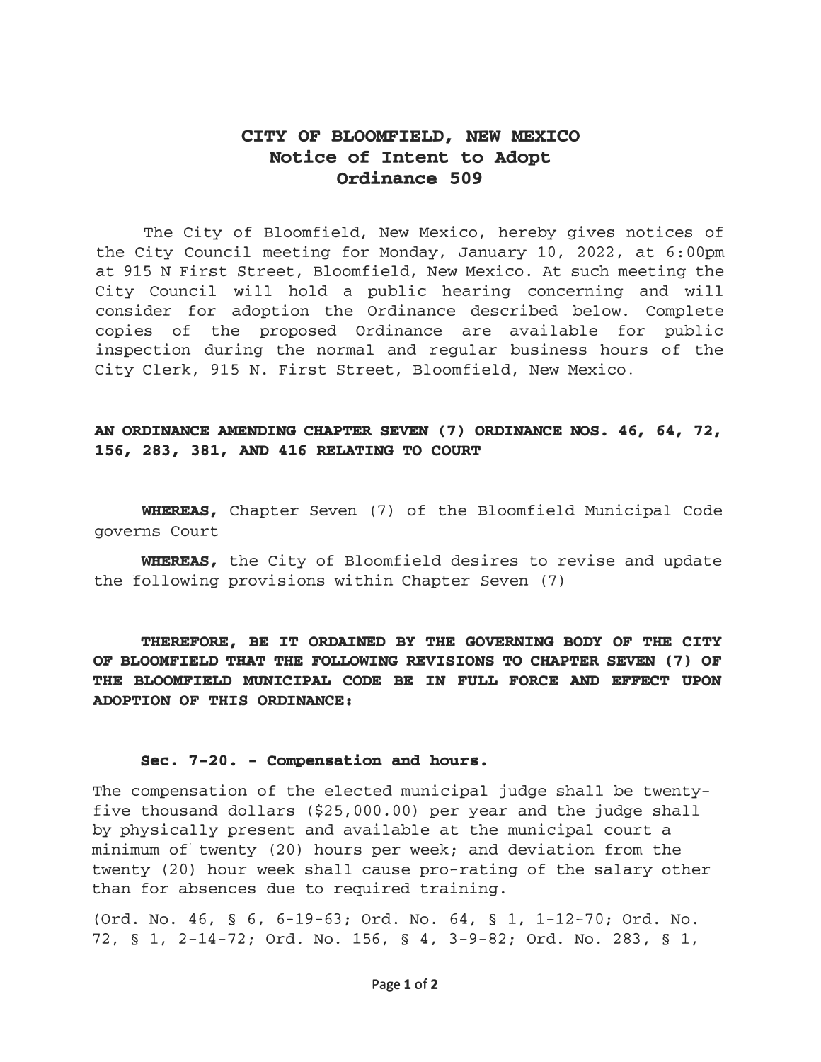# CITY OF BLOOMFIELD, NEW MEXICO
## Notice of Intent to Adopt
## Ordinance 509

The City of Bloomfield, New Mexico, hereby gives notices of the City Council meeting for Monday, January 10, 2022, at 6:00pm at 915 N First Street, Bloomfield, New Mexico. At such meeting the City Council will hold a public hearing concerning and will consider for adoption the Ordinance described below. Complete copies of the proposed Ordinance are available for public inspection during the normal and regular business hours of the City Clerk, 915 N. First Street, Bloomfield, New Mexico.

**AN ORDINANCE AMENDING CHAPTER SEVEN (7) ORDINANCE NOS. 46, 64, 72, 156, 283, 381, AND 416 RELATING TO COURT**

**WHEREAS,** Chapter Seven (7) of the Bloomfield Municipal Code governs Court

**WHEREAS,** the City of Bloomfield desires to revise and update the following provisions within Chapter Seven (7)

**THEREFORE, BE IT ORDAINED BY THE GOVERNING BODY OF THE CITY OF BLOOMFIELD THAT THE FOLLOWING REVISIONS TO CHAPTER SEVEN (7) OF THE BLOOMFIELD MUNICIPAL CODE BE IN FULL FORCE AND EFFECT UPON ADOPTION OF THIS ORDINANCE:**

**Sec. 7-20. - Compensation and hours.**

The compensation of the elected municipal judge shall be twenty-five thousand dollars ($25,000.00) per year and the judge shall by physically present and available at the municipal court a minimum of twenty (20) hours per week; and deviation from the twenty (20) hour week shall cause pro-rating of the salary other than for absences due to required training.

(Ord. No. 46, § 6, 6-19-63; Ord. No. 64, § 1, 1-12-70; Ord. No. 72, § 1, 2-14-72; Ord. No. 156, § 4, 3-9-82; Ord. No. 283, § 1,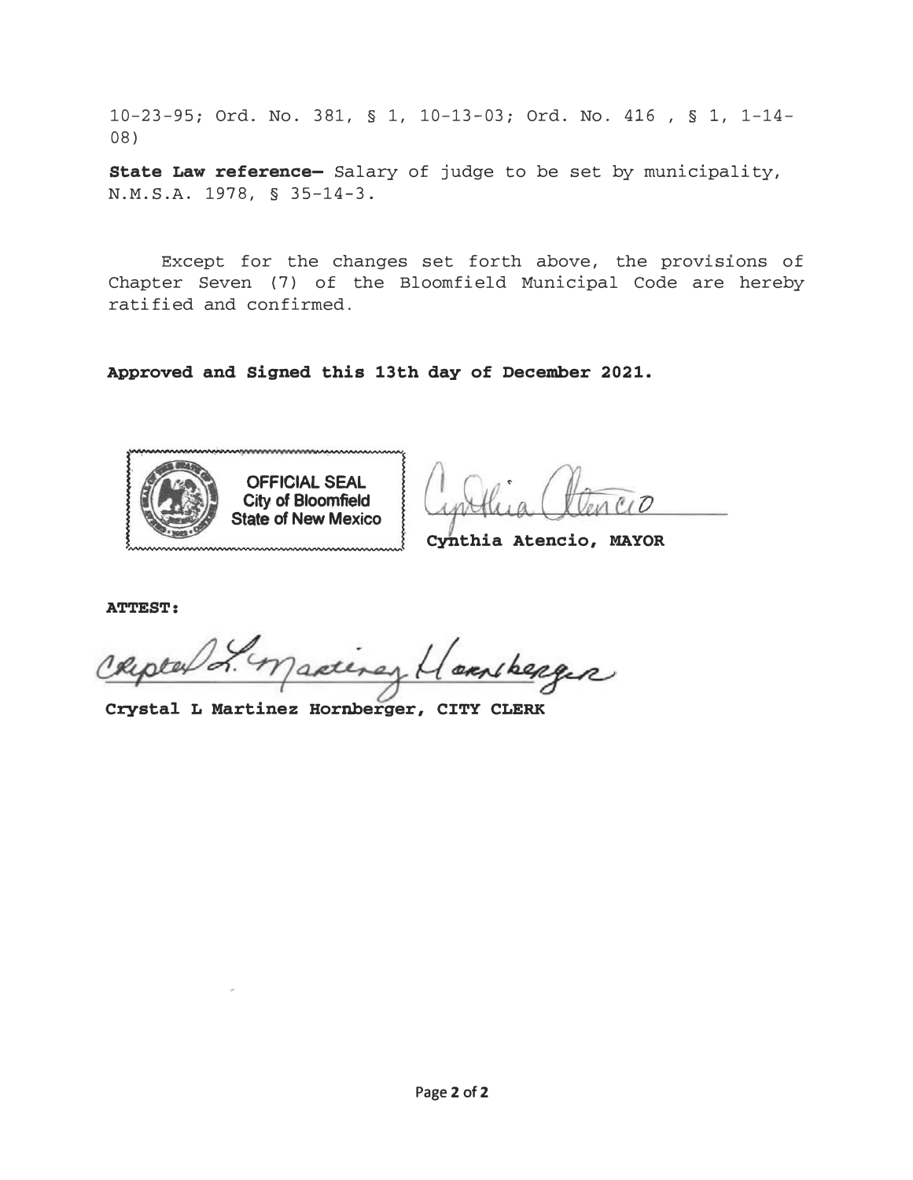10-23-95; Ord. No. 381, § 1, 10-13-03; Ord. No. 416 , § 1, 1-14-08)

**State Law reference**— Salary of judge to be set by municipality, N.M.S.A. 1978, § 35-14-3.

Except for the changes set forth above, the provisions of Chapter Seven (7) of the Bloomfield Municipal Code are hereby ratified and confirmed.

**Approved and Signed this 13th day of December 2021.**

OFFICIAL SEAL
City of Bloomfield
State of New Mexico

**Cynthia Atencio, MAYOR**

**ATTEST:**

**Crystal L Martinez Hornberger, CITY CLERK**